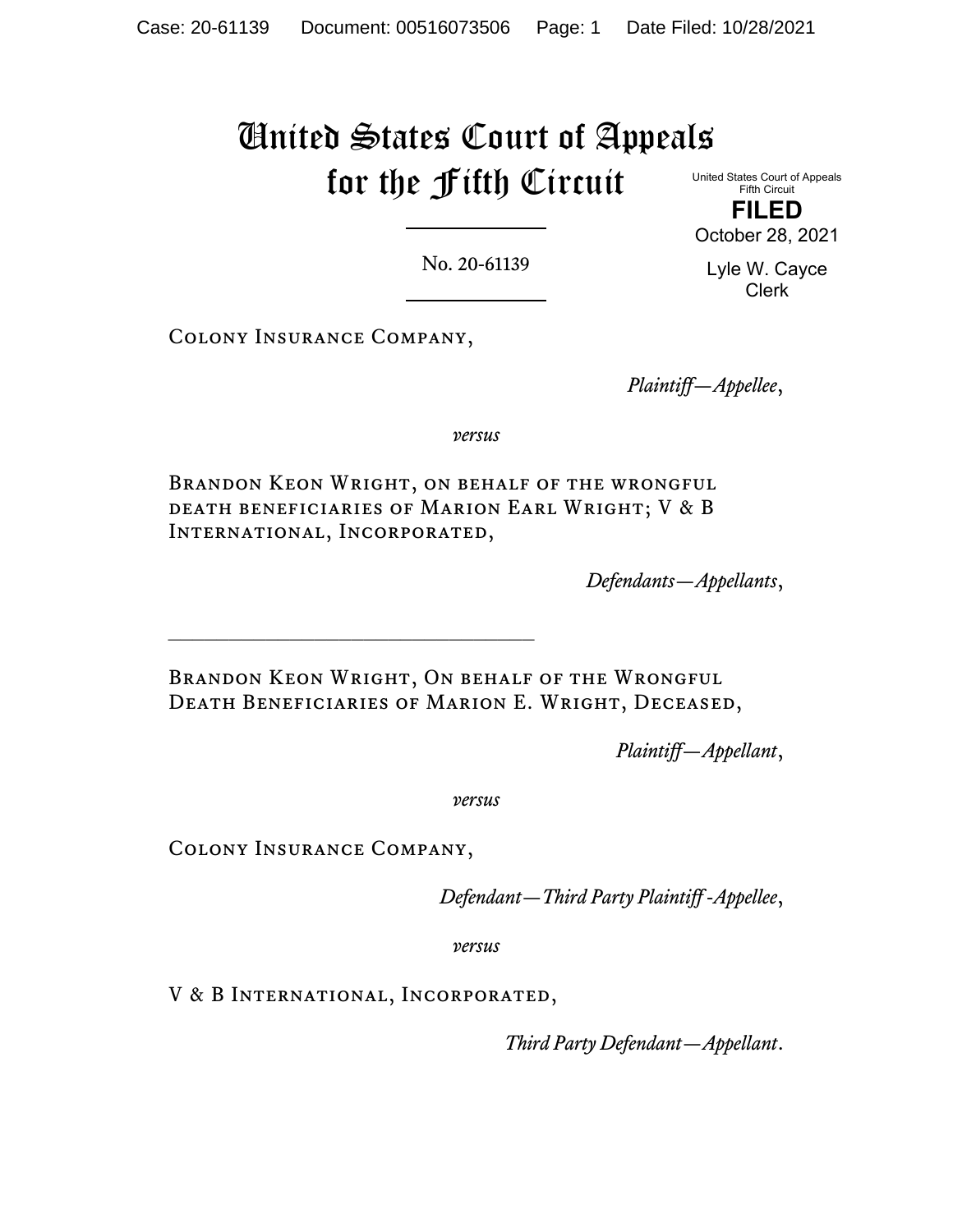# United States Court of Appeals for the Fifth Circuit

United States Court of Appeals
Fifth Circuit

**FILED**

October 28, 2021

Lyle W. Cayce
Clerk

---

No. 20-61139

---

Colony Insurance Company,

*Plaintiff—Appellee*,

*versus*

Brandon Keon Wright, on behalf of the wrongful death beneficiaries of Marion Earl Wright; V & B International, Incorporated,

*Defendants—Appellants*,

---

Brandon Keon Wright, On behalf of the Wrongful Death Beneficiaries of Marion E. Wright, Deceased,

*Plaintiff—Appellant*,

*versus*

Colony Insurance Company,

*Defendant—Third Party Plaintiff-Appellee*,

*versus*

V & B International, Incorporated,

*Third Party Defendant—Appellant*.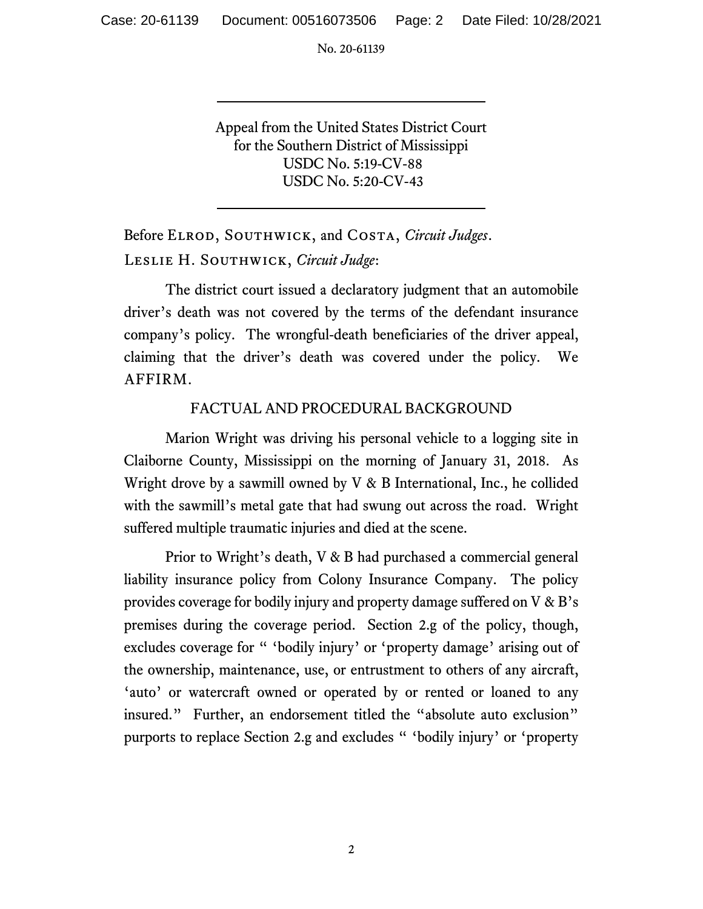Appeal from the United States District Court
for the Southern District of Mississippi
USDC No. 5:19-CV-88
USDC No. 5:20-CV-43

---

Before Elrod, Southwick, and Costa, *Circuit Judges*.

Leslie H. Southwick, *Circuit Judge*:

The district court issued a declaratory judgment that an automobile driver's death was not covered by the terms of the defendant insurance company's policy. The wrongful-death beneficiaries of the driver appeal, claiming that the driver's death was covered under the policy. We AFFIRM.

## FACTUAL AND PROCEDURAL BACKGROUND

Marion Wright was driving his personal vehicle to a logging site in Claiborne County, Mississippi on the morning of January 31, 2018. As Wright drove by a sawmill owned by V & B International, Inc., he collided with the sawmill's metal gate that had swung out across the road. Wright suffered multiple traumatic injuries and died at the scene.

Prior to Wright's death, V & B had purchased a commercial general liability insurance policy from Colony Insurance Company. The policy provides coverage for bodily injury and property damage suffered on V & B's premises during the coverage period. Section 2.g of the policy, though, excludes coverage for " 'bodily injury' or 'property damage' arising out of the ownership, maintenance, use, or entrustment to others of any aircraft, 'auto' or watercraft owned or operated by or rented or loaned to any insured." Further, an endorsement titled the "absolute auto exclusion" purports to replace Section 2.g and excludes " 'bodily injury' or 'property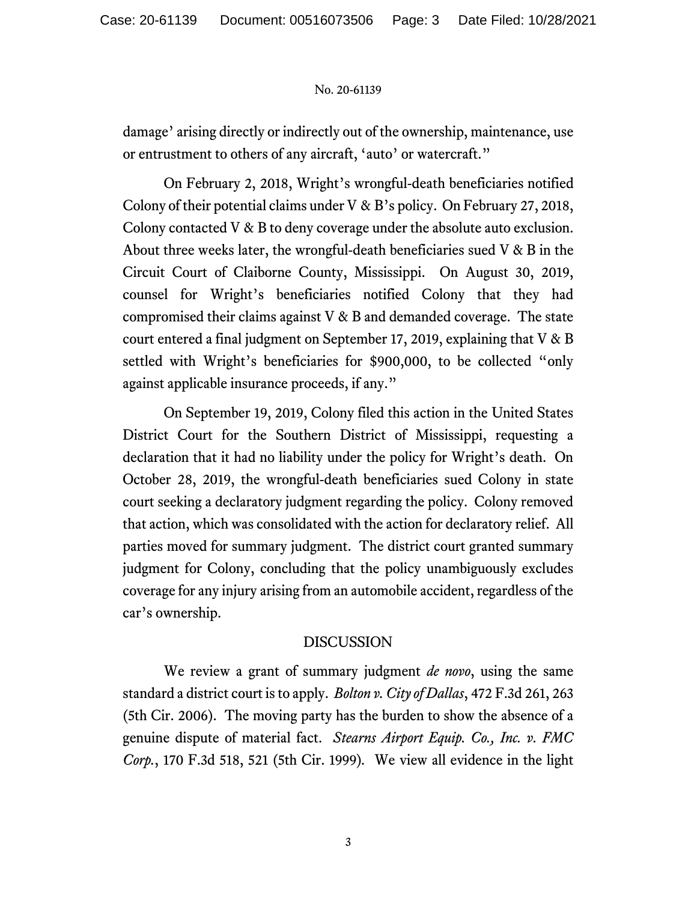damage' arising directly or indirectly out of the ownership, maintenance, use or entrustment to others of any aircraft, 'auto' or watercraft."

On February 2, 2018, Wright's wrongful-death beneficiaries notified Colony of their potential claims under V & B's policy. On February 27, 2018, Colony contacted V & B to deny coverage under the absolute auto exclusion. About three weeks later, the wrongful-death beneficiaries sued V & B in the Circuit Court of Claiborne County, Mississippi. On August 30, 2019, counsel for Wright's beneficiaries notified Colony that they had compromised their claims against V & B and demanded coverage. The state court entered a final judgment on September 17, 2019, explaining that V & B settled with Wright's beneficiaries for $900,000, to be collected "only against applicable insurance proceeds, if any."

On September 19, 2019, Colony filed this action in the United States District Court for the Southern District of Mississippi, requesting a declaration that it had no liability under the policy for Wright's death. On October 28, 2019, the wrongful-death beneficiaries sued Colony in state court seeking a declaratory judgment regarding the policy. Colony removed that action, which was consolidated with the action for declaratory relief. All parties moved for summary judgment. The district court granted summary judgment for Colony, concluding that the policy unambiguously excludes coverage for any injury arising from an automobile accident, regardless of the car's ownership.

## DISCUSSION

We review a grant of summary judgment *de novo*, using the same standard a district court is to apply. *Bolton v. City of Dallas*, 472 F.3d 261, 263 (5th Cir. 2006). The moving party has the burden to show the absence of a genuine dispute of material fact. *Stearns Airport Equip. Co., Inc. v. FMC Corp.*, 170 F.3d 518, 521 (5th Cir. 1999). We view all evidence in the light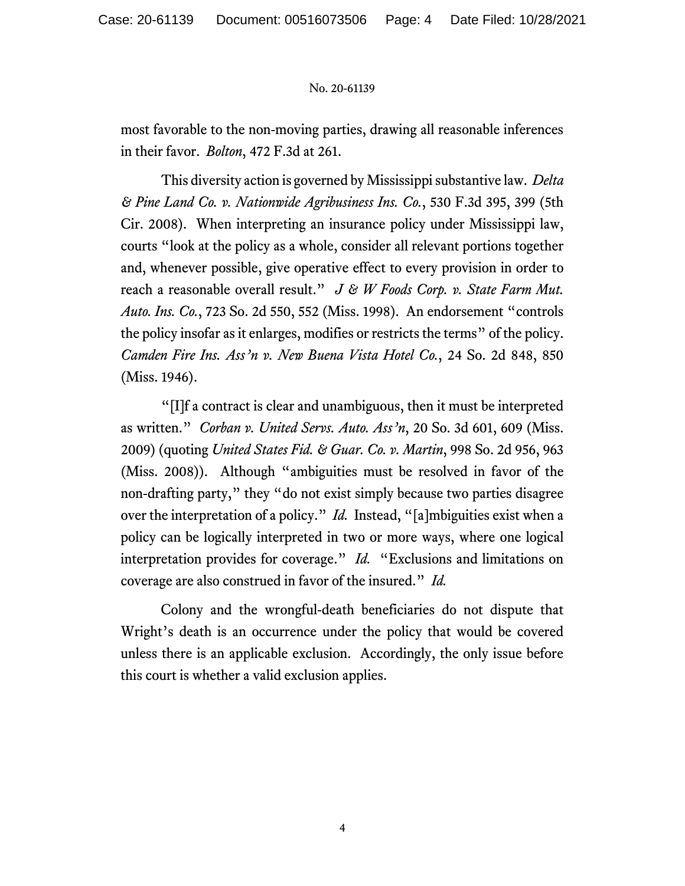most favorable to the non-moving parties, drawing all reasonable inferences in their favor. *Bolton*, 472 F.3d at 261.

This diversity action is governed by Mississippi substantive law. *Delta & Pine Land Co. v. Nationwide Agribusiness Ins. Co.*, 530 F.3d 395, 399 (5th Cir. 2008). When interpreting an insurance policy under Mississippi law, courts "look at the policy as a whole, consider all relevant portions together and, whenever possible, give operative effect to every provision in order to reach a reasonable overall result." *J & W Foods Corp. v. State Farm Mut. Auto. Ins. Co.*, 723 So. 2d 550, 552 (Miss. 1998). An endorsement "controls the policy insofar as it enlarges, modifies or restricts the terms" of the policy. *Camden Fire Ins. Ass'n v. New Buena Vista Hotel Co.*, 24 So. 2d 848, 850 (Miss. 1946).

"[I]f a contract is clear and unambiguous, then it must be interpreted as written." *Corban v. United Servs. Auto. Ass'n*, 20 So. 3d 601, 609 (Miss. 2009) (quoting *United States Fid. & Guar. Co. v. Martin*, 998 So. 2d 956, 963 (Miss. 2008)). Although "ambiguities must be resolved in favor of the non-drafting party," they "do not exist simply because two parties disagree over the interpretation of a policy." *Id.* Instead, "[a]mbiguities exist when a policy can be logically interpreted in two or more ways, where one logical interpretation provides for coverage." *Id.* "Exclusions and limitations on coverage are also construed in favor of the insured." *Id.*

Colony and the wrongful-death beneficiaries do not dispute that Wright's death is an occurrence under the policy that would be covered unless there is an applicable exclusion. Accordingly, the only issue before this court is whether a valid exclusion applies.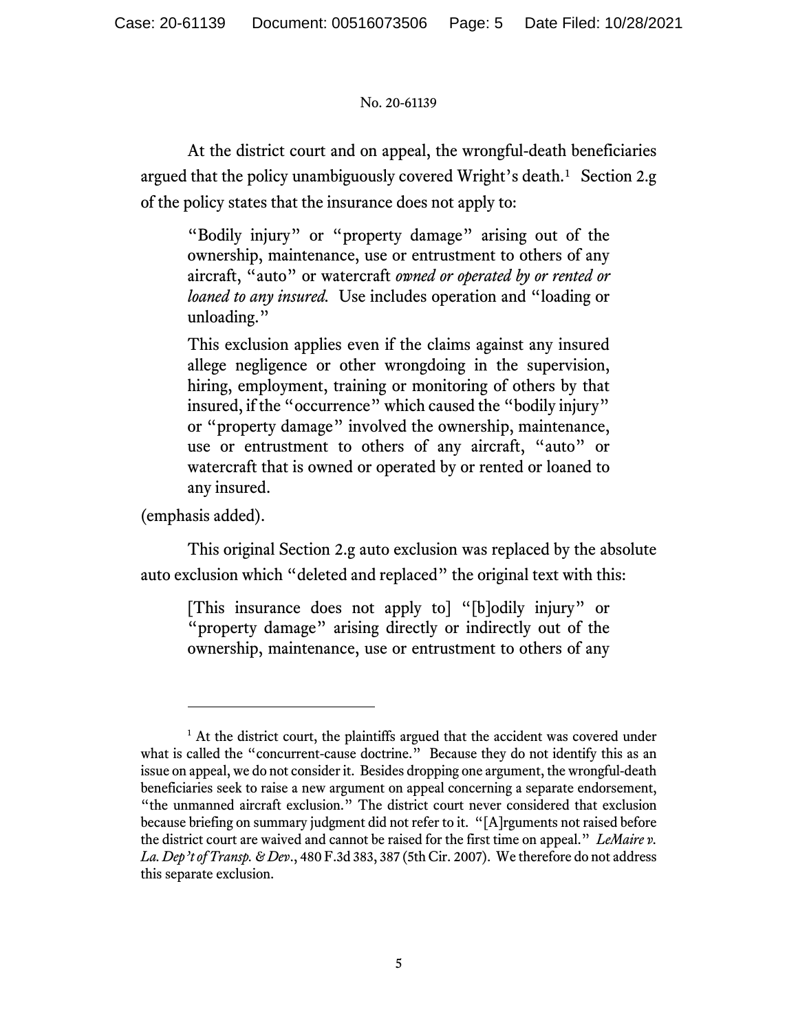At the district court and on appeal, the wrongful-death beneficiaries argued that the policy unambiguously covered Wright's death.[1] Section 2.g of the policy states that the insurance does not apply to:

> "Bodily injury" or "property damage" arising out of the ownership, maintenance, use or entrustment to others of any aircraft, "auto" or watercraft *owned or operated by or rented or loaned to any insured.* Use includes operation and "loading or unloading."
>
> This exclusion applies even if the claims against any insured allege negligence or other wrongdoing in the supervision, hiring, employment, training or monitoring of others by that insured, if the "occurrence" which caused the "bodily injury" or "property damage" involved the ownership, maintenance, use or entrustment to others of any aircraft, "auto" or watercraft that is owned or operated by or rented or loaned to any insured.

(emphasis added).

This original Section 2.g auto exclusion was replaced by the absolute auto exclusion which "deleted and replaced" the original text with this:

> [This insurance does not apply to] "[b]odily injury" or "property damage" arising directly or indirectly out of the ownership, maintenance, use or entrustment to others of any

---

[1] At the district court, the plaintiffs argued that the accident was covered under what is called the "concurrent-cause doctrine." Because they do not identify this as an issue on appeal, we do not consider it. Besides dropping one argument, the wrongful-death beneficiaries seek to raise a new argument on appeal concerning a separate endorsement, "the unmanned aircraft exclusion." The district court never considered that exclusion because briefing on summary judgment did not refer to it. "[A]rguments not raised before the district court are waived and cannot be raised for the first time on appeal." *LeMaire v. La. Dep't of Transp. & Dev.*, 480 F.3d 383, 387 (5th Cir. 2007). We therefore do not address this separate exclusion.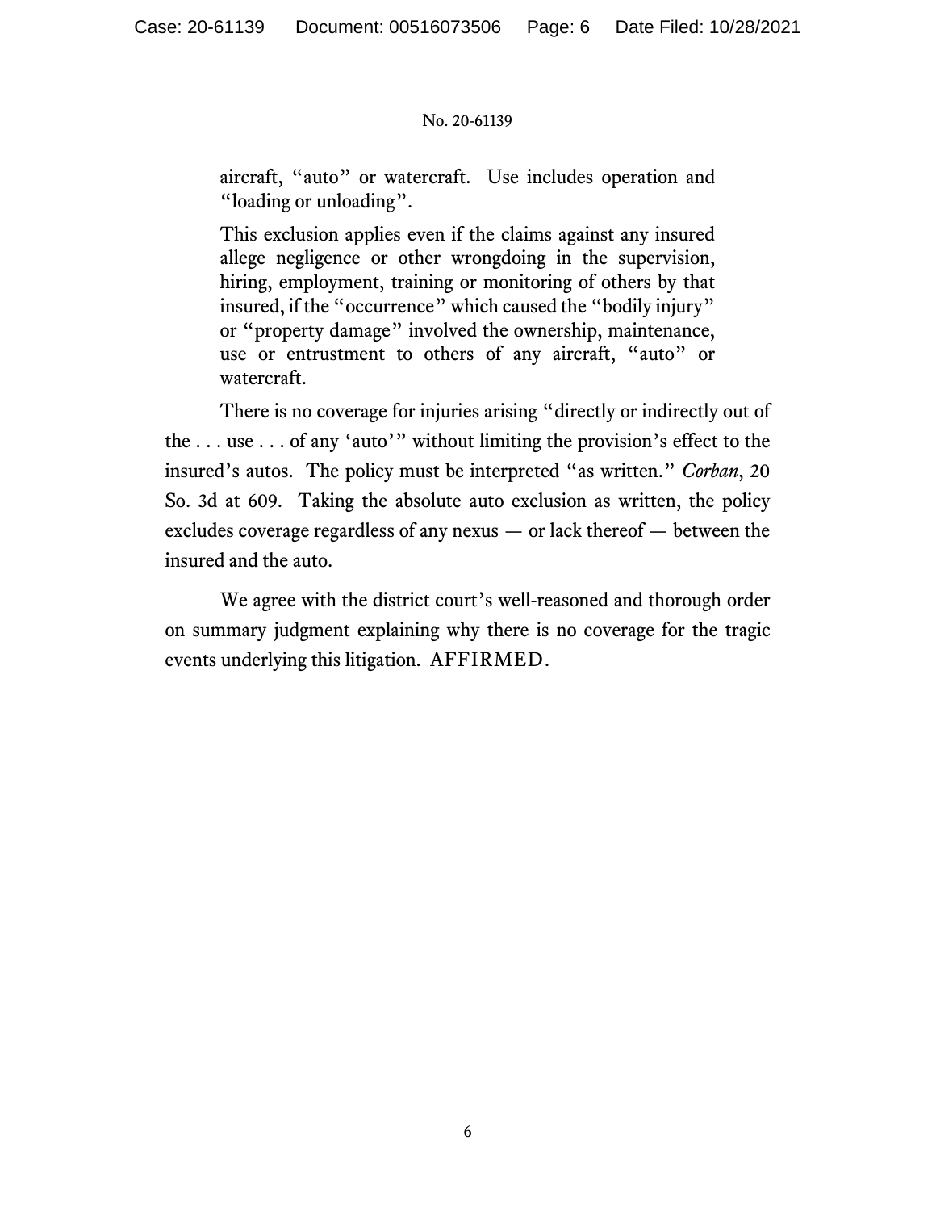> aircraft, "auto" or watercraft. Use includes operation and "loading or unloading".
>
> This exclusion applies even if the claims against any insured allege negligence or other wrongdoing in the supervision, hiring, employment, training or monitoring of others by that insured, if the "occurrence" which caused the "bodily injury" or "property damage" involved the ownership, maintenance, use or entrustment to others of any aircraft, "auto" or watercraft.

There is no coverage for injuries arising "directly or indirectly out of the . . . use . . . of any 'auto'" without limiting the provision's effect to the insured's autos. The policy must be interpreted "as written." *Corban*, 20 So. 3d at 609. Taking the absolute auto exclusion as written, the policy excludes coverage regardless of any nexus — or lack thereof — between the insured and the auto.

We agree with the district court's well-reasoned and thorough order on summary judgment explaining why there is no coverage for the tragic events underlying this litigation. AFFIRMED.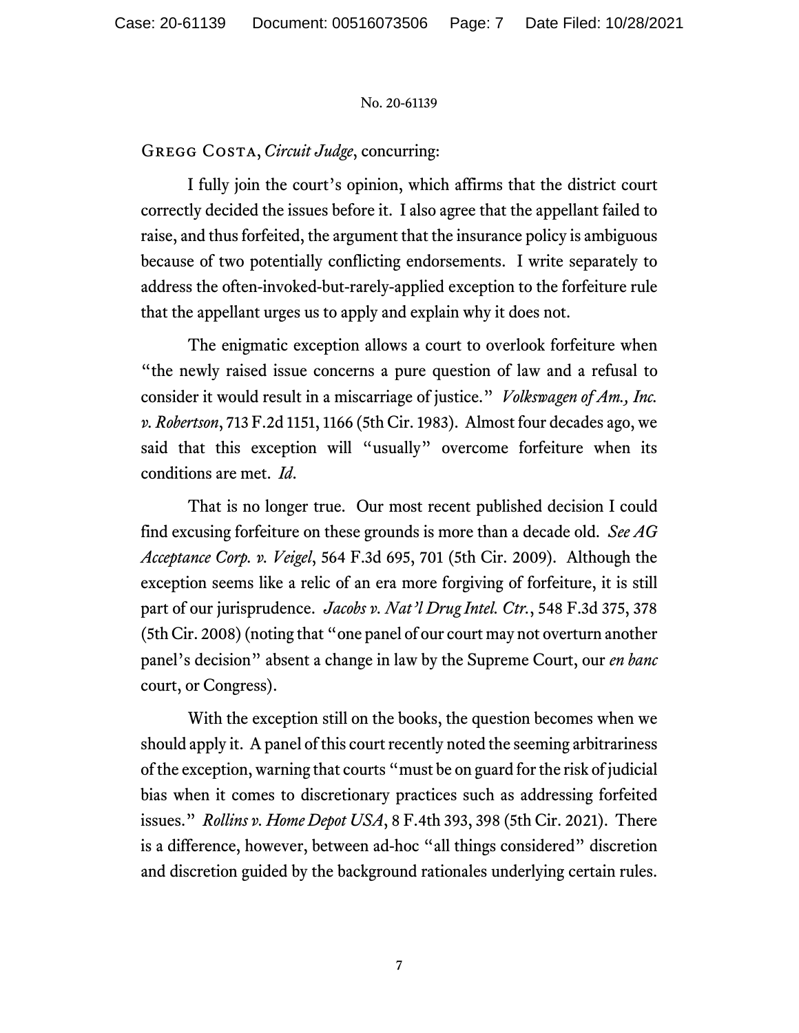GREGG COSTA, *Circuit Judge*, concurring:

I fully join the court's opinion, which affirms that the district court correctly decided the issues before it. I also agree that the appellant failed to raise, and thus forfeited, the argument that the insurance policy is ambiguous because of two potentially conflicting endorsements. I write separately to address the often-invoked-but-rarely-applied exception to the forfeiture rule that the appellant urges us to apply and explain why it does not.

The enigmatic exception allows a court to overlook forfeiture when "the newly raised issue concerns a pure question of law and a refusal to consider it would result in a miscarriage of justice." *Volkswagen of Am., Inc. v. Robertson*, 713 F.2d 1151, 1166 (5th Cir. 1983). Almost four decades ago, we said that this exception will "usually" overcome forfeiture when its conditions are met. *Id*.

That is no longer true. Our most recent published decision I could find excusing forfeiture on these grounds is more than a decade old. *See AG Acceptance Corp. v. Veigel*, 564 F.3d 695, 701 (5th Cir. 2009). Although the exception seems like a relic of an era more forgiving of forfeiture, it is still part of our jurisprudence. *Jacobs v. Nat'l Drug Intel. Ctr.*, 548 F.3d 375, 378 (5th Cir. 2008) (noting that "one panel of our court may not overturn another panel's decision" absent a change in law by the Supreme Court, our *en banc* court, or Congress).

With the exception still on the books, the question becomes when we should apply it. A panel of this court recently noted the seeming arbitrariness of the exception, warning that courts "must be on guard for the risk of judicial bias when it comes to discretionary practices such as addressing forfeited issues." *Rollins v. Home Depot USA*, 8 F.4th 393, 398 (5th Cir. 2021). There is a difference, however, between ad-hoc "all things considered" discretion and discretion guided by the background rationales underlying certain rules.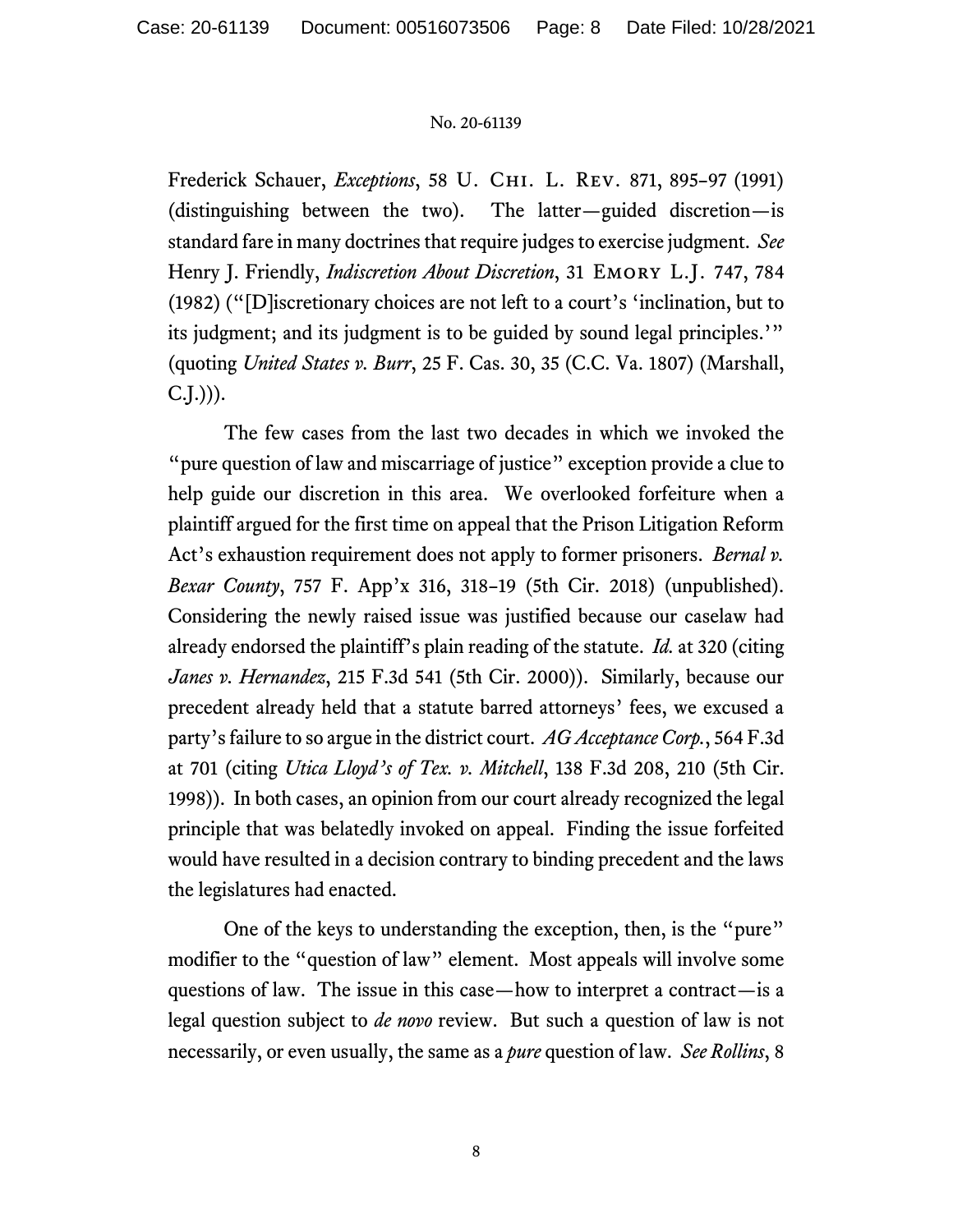Frederick Schauer, *Exceptions*, 58 U. CHI. L. REV. 871, 895–97 (1991) (distinguishing between the two). The latter—guided discretion—is standard fare in many doctrines that require judges to exercise judgment. *See* Henry J. Friendly, *Indiscretion About Discretion*, 31 EMORY L.J. 747, 784 (1982) ("[D]iscretionary choices are not left to a court's 'inclination, but to its judgment; and its judgment is to be guided by sound legal principles.'" (quoting *United States v. Burr*, 25 F. Cas. 30, 35 (C.C. Va. 1807) (Marshall, C.J.))).

The few cases from the last two decades in which we invoked the "pure question of law and miscarriage of justice" exception provide a clue to help guide our discretion in this area. We overlooked forfeiture when a plaintiff argued for the first time on appeal that the Prison Litigation Reform Act's exhaustion requirement does not apply to former prisoners. *Bernal v. Bexar County*, 757 F. App'x 316, 318–19 (5th Cir. 2018) (unpublished). Considering the newly raised issue was justified because our caselaw had already endorsed the plaintiff's plain reading of the statute. *Id.* at 320 (citing *Janes v. Hernandez*, 215 F.3d 541 (5th Cir. 2000)). Similarly, because our precedent already held that a statute barred attorneys' fees, we excused a party's failure to so argue in the district court. *AG Acceptance Corp.*, 564 F.3d at 701 (citing *Utica Lloyd's of Tex. v. Mitchell*, 138 F.3d 208, 210 (5th Cir. 1998)). In both cases, an opinion from our court already recognized the legal principle that was belatedly invoked on appeal. Finding the issue forfeited would have resulted in a decision contrary to binding precedent and the laws the legislatures had enacted.

One of the keys to understanding the exception, then, is the "pure" modifier to the "question of law" element. Most appeals will involve some questions of law. The issue in this case—how to interpret a contract—is a legal question subject to *de novo* review. But such a question of law is not necessarily, or even usually, the same as a *pure* question of law. *See Rollins*, 8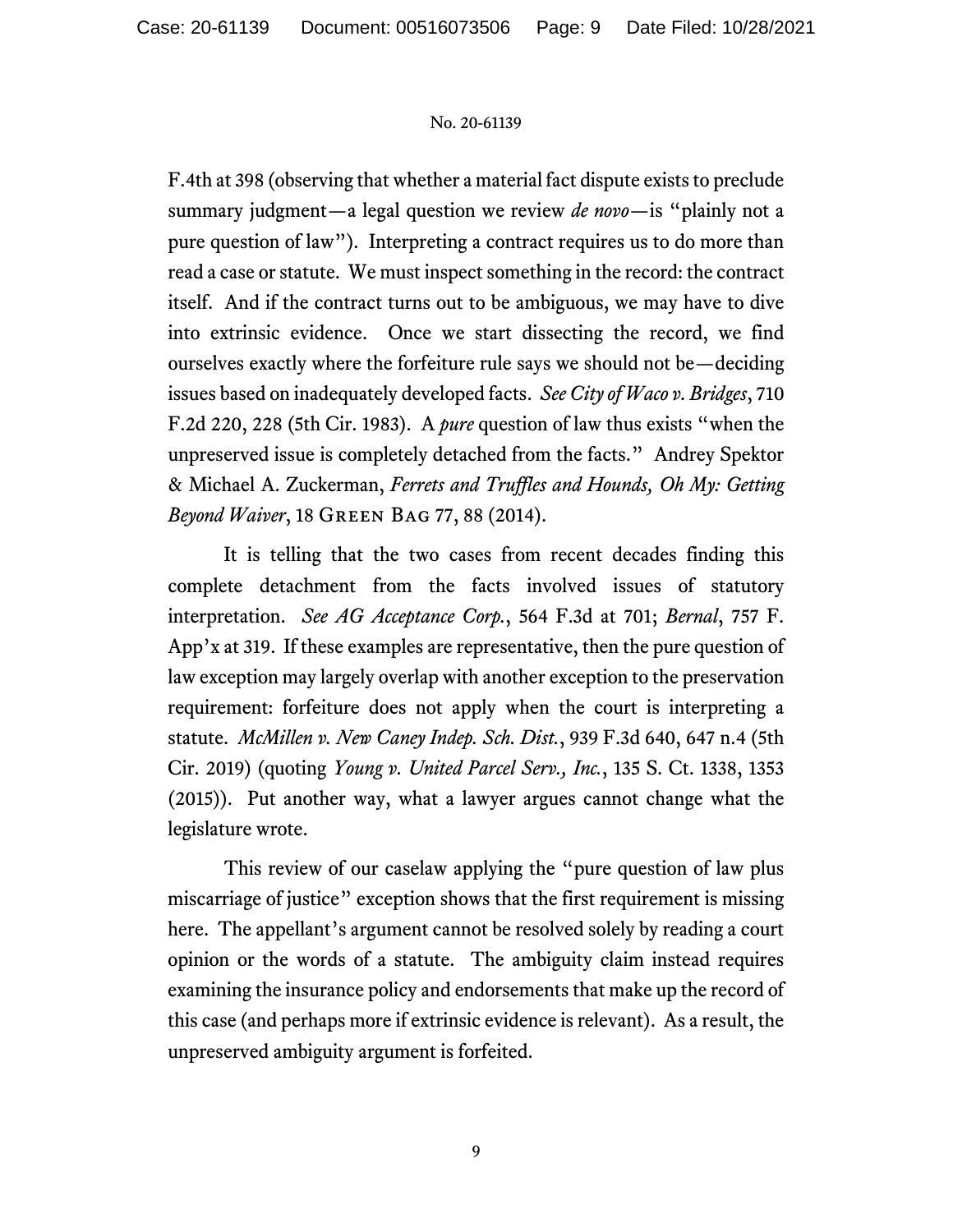F.4th at 398 (observing that whether a material fact dispute exists to preclude summary judgment—a legal question we review *de novo*—is "plainly not a pure question of law"). Interpreting a contract requires us to do more than read a case or statute. We must inspect something in the record: the contract itself. And if the contract turns out to be ambiguous, we may have to dive into extrinsic evidence. Once we start dissecting the record, we find ourselves exactly where the forfeiture rule says we should not be—deciding issues based on inadequately developed facts. *See City of Waco v. Bridges*, 710 F.2d 220, 228 (5th Cir. 1983). A *pure* question of law thus exists "when the unpreserved issue is completely detached from the facts." Andrey Spektor & Michael A. Zuckerman, *Ferrets and Truffles and Hounds, Oh My: Getting Beyond Waiver*, 18 Green Bag 77, 88 (2014).

It is telling that the two cases from recent decades finding this complete detachment from the facts involved issues of statutory interpretation. *See AG Acceptance Corp.*, 564 F.3d at 701; *Bernal*, 757 F. App'x at 319. If these examples are representative, then the pure question of law exception may largely overlap with another exception to the preservation requirement: forfeiture does not apply when the court is interpreting a statute. *McMillen v. New Caney Indep. Sch. Dist.*, 939 F.3d 640, 647 n.4 (5th Cir. 2019) (quoting *Young v. United Parcel Serv., Inc.*, 135 S. Ct. 1338, 1353 (2015)). Put another way, what a lawyer argues cannot change what the legislature wrote.

This review of our caselaw applying the "pure question of law plus miscarriage of justice" exception shows that the first requirement is missing here. The appellant's argument cannot be resolved solely by reading a court opinion or the words of a statute. The ambiguity claim instead requires examining the insurance policy and endorsements that make up the record of this case (and perhaps more if extrinsic evidence is relevant). As a result, the unpreserved ambiguity argument is forfeited.